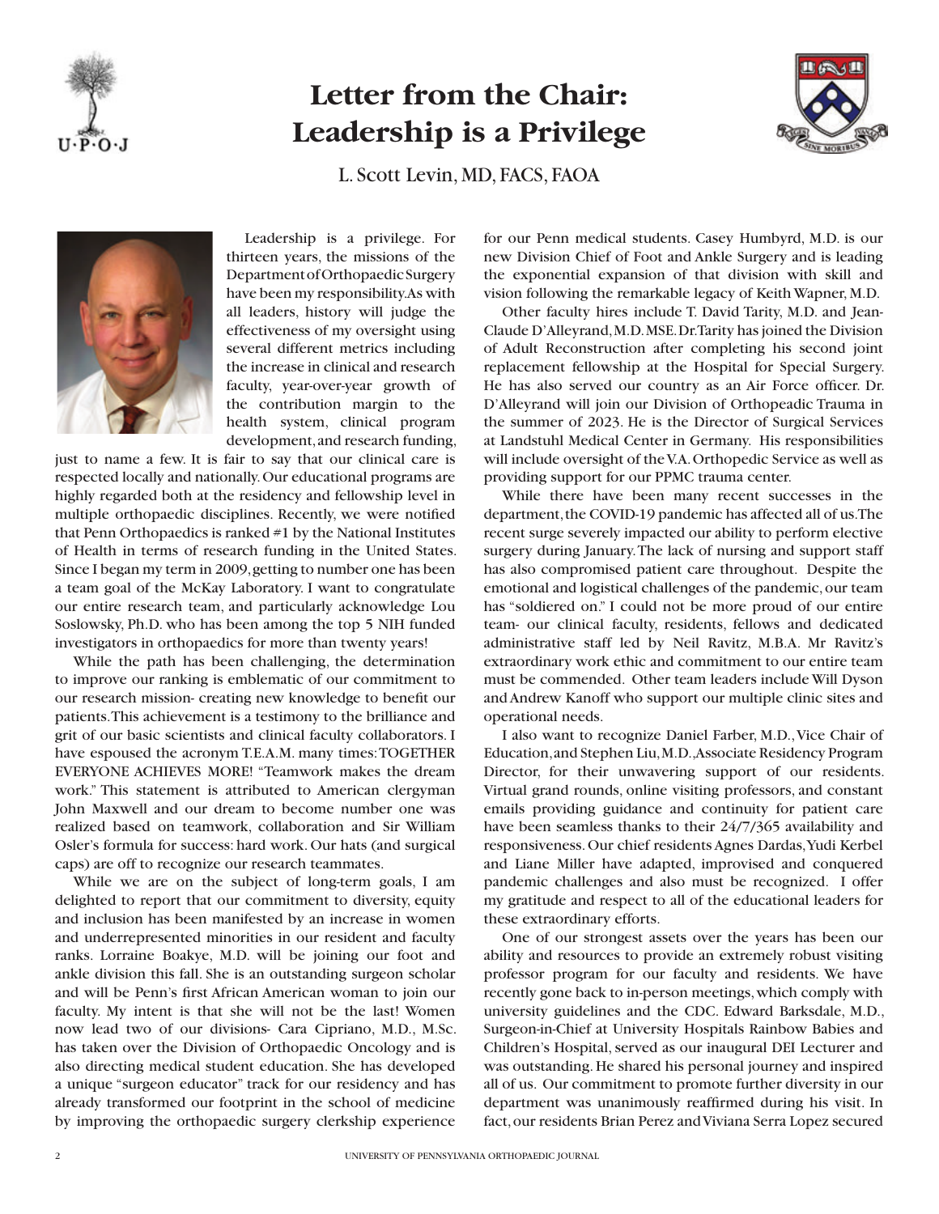# Letter from the Chair: Leadership is a Privilege

L. Scott Levin, MD, FACS, FAOA

Leadership is a privilege. For thirteen years, the missions of the Department of Orthopaedic Surgery have been my responsibility. As with all leaders, history will judge the effectiveness of my oversight using several different metrics including the increase in clinical and research faculty, year-over-year growth of the contribution margin to the health system, clinical program development, and research funding, just to name a few. It is fair to say that our clinical care is respected locally and nationally. Our educational programs are highly regarded both at the residency and fellowship level in multiple orthopaedic disciplines. Recently, we were notified that Penn Orthopaedics is ranked #1 by the National Institutes of Health in terms of research funding in the United States. Since I began my term in 2009, getting to number one has been a team goal of the McKay Laboratory. I want to congratulate our entire research team, and particularly acknowledge Lou Soslowsky, Ph.D. who has been among the top 5 NIH funded investigators in orthopaedics for more than twenty years!

While the path has been challenging, the determination to improve our ranking is emblematic of our commitment to our research mission- creating new knowledge to benefit our patients. This achievement is a testimony to the brilliance and grit of our basic scientists and clinical faculty collaborators. I have espoused the acronym T.E.A.M. many times: TOGETHER EVERYONE ACHIEVES MORE! "Teamwork makes the dream work." This statement is attributed to American clergyman John Maxwell and our dream to become number one was realized based on teamwork, collaboration and Sir William Osler's formula for success: hard work. Our hats (and surgical caps) are off to recognize our research teammates.

While we are on the subject of long-term goals, I am delighted to report that our commitment to diversity, equity and inclusion has been manifested by an increase in women and underrepresented minorities in our resident and faculty ranks. Lorraine Boakye, M.D. will be joining our foot and ankle division this fall. She is an outstanding surgeon scholar and will be Penn's first African American woman to join our faculty. My intent is that she will not be the last! Women now lead two of our divisions- Cara Cipriano, M.D., M.Sc. has taken over the Division of Orthopaedic Oncology and is also directing medical student education. She has developed a unique "surgeon educator" track for our residency and has already transformed our footprint in the school of medicine by improving the orthopaedic surgery clerkship experience for our Penn medical students. Casey Humbyrd, M.D. is our new Division Chief of Foot and Ankle Surgery and is leading the exponential expansion of that division with skill and vision following the remarkable legacy of Keith Wapner, M.D.

Other faculty hires include T. David Tarity, M.D. and Jean-Claude D'Alleyrand, M.D. MSE. Dr. Tarity has joined the Division of Adult Reconstruction after completing his second joint replacement fellowship at the Hospital for Special Surgery. He has also served our country as an Air Force officer. Dr. D'Alleyrand will join our Division of Orthopeadic Trauma in the summer of 2023. He is the Director of Surgical Services at Landstuhl Medical Center in Germany. His responsibilities will include oversight of the V.A. Orthopedic Service as well as providing support for our PPMC trauma center.

While there have been many recent successes in the department, the COVID-19 pandemic has affected all of us. The recent surge severely impacted our ability to perform elective surgery during January. The lack of nursing and support staff has also compromised patient care throughout. Despite the emotional and logistical challenges of the pandemic, our team has "soldiered on." I could not be more proud of our entire team- our clinical faculty, residents, fellows and dedicated administrative staff led by Neil Ravitz, M.B.A. Mr Ravitz's extraordinary work ethic and commitment to our entire team must be commended. Other team leaders include Will Dyson and Andrew Kanoff who support our multiple clinic sites and operational needs.

I also want to recognize Daniel Farber, M.D., Vice Chair of Education, and Stephen Liu, M.D., Associate Residency Program Director, for their unwavering support of our residents. Virtual grand rounds, online visiting professors, and constant emails providing guidance and continuity for patient care have been seamless thanks to their 24/7/365 availability and responsiveness. Our chief residents Agnes Dardas, Yudi Kerbel and Liane Miller have adapted, improvised and conquered pandemic challenges and also must be recognized. I offer my gratitude and respect to all of the educational leaders for these extraordinary efforts.

One of our strongest assets over the years has been our ability and resources to provide an extremely robust visiting professor program for our faculty and residents. We have recently gone back to in-person meetings, which comply with university guidelines and the CDC. Edward Barksdale, M.D., Surgeon-in-Chief at University Hospitals Rainbow Babies and Children's Hospital, served as our inaugural DEI Lecturer and was outstanding. He shared his personal journey and inspired all of us. Our commitment to promote further diversity in our department was unanimously reaffirmed during his visit. In fact, our residents Brian Perez and Viviana Serra Lopez secured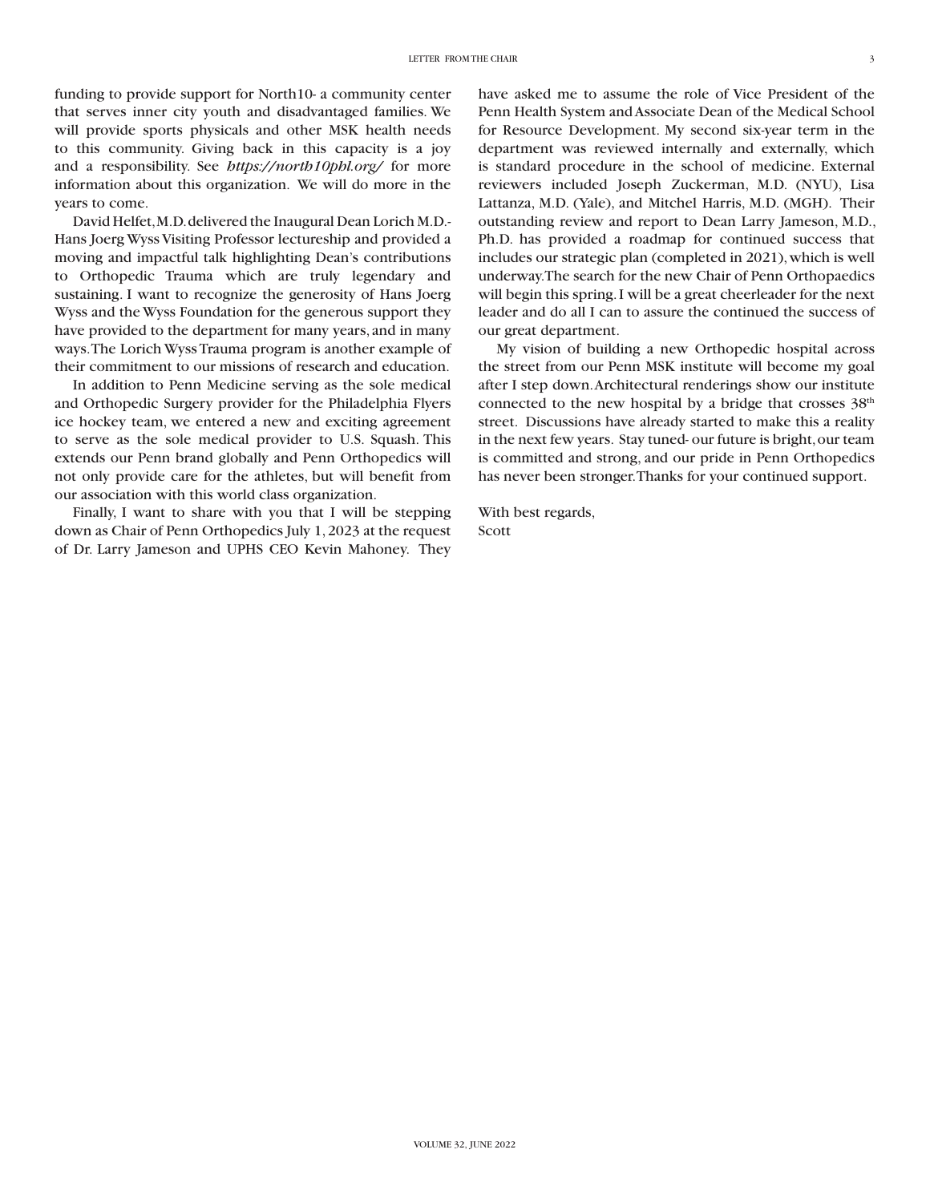funding to provide support for North10- a community center that serves inner city youth and disadvantaged families. We will provide sports physicals and other MSK health needs to this community. Giving back in this capacity is a joy and a responsibility. See *https://north10phl.org/* for more information about this organization. We will do more in the years to come.

David Helfet, M.D. delivered the Inaugural Dean Lorich M.D.-Hans Joerg Wyss Visiting Professor lectureship and provided a moving and impactful talk highlighting Dean's contributions to Orthopedic Trauma which are truly legendary and sustaining. I want to recognize the generosity of Hans Joerg Wyss and the Wyss Foundation for the generous support they have provided to the department for many years, and in many ways. The Lorich Wyss Trauma program is another example of their commitment to our missions of research and education.

In addition to Penn Medicine serving as the sole medical and Orthopedic Surgery provider for the Philadelphia Flyers ice hockey team, we entered a new and exciting agreement to serve as the sole medical provider to U.S. Squash. This extends our Penn brand globally and Penn Orthopedics will not only provide care for the athletes, but will benefit from our association with this world class organization.

Finally, I want to share with you that I will be stepping down as Chair of Penn Orthopedics July 1, 2023 at the request of Dr. Larry Jameson and UPHS CEO Kevin Mahoney. They have asked me to assume the role of Vice President of the Penn Health System and Associate Dean of the Medical School for Resource Development. My second six-year term in the department was reviewed internally and externally, which is standard procedure in the school of medicine. External reviewers included Joseph Zuckerman, M.D. (NYU), Lisa Lattanza, M.D. (Yale), and Mitchel Harris, M.D. (MGH). Their outstanding review and report to Dean Larry Jameson, M.D., Ph.D. has provided a roadmap for continued success that includes our strategic plan (completed in 2021), which is well underway. The search for the new Chair of Penn Orthopaedics will begin this spring. I will be a great cheerleader for the next leader and do all I can to assure the continued the success of our great department.

My vision of building a new Orthopedic hospital across the street from our Penn MSK institute will become my goal after I step down. Architectural renderings show our institute connected to the new hospital by a bridge that crosses 38th street. Discussions have already started to make this a reality in the next few years. Stay tuned- our future is bright, our team is committed and strong, and our pride in Penn Orthopedics has never been stronger. Thanks for your continued support.

With best regards,
Scott